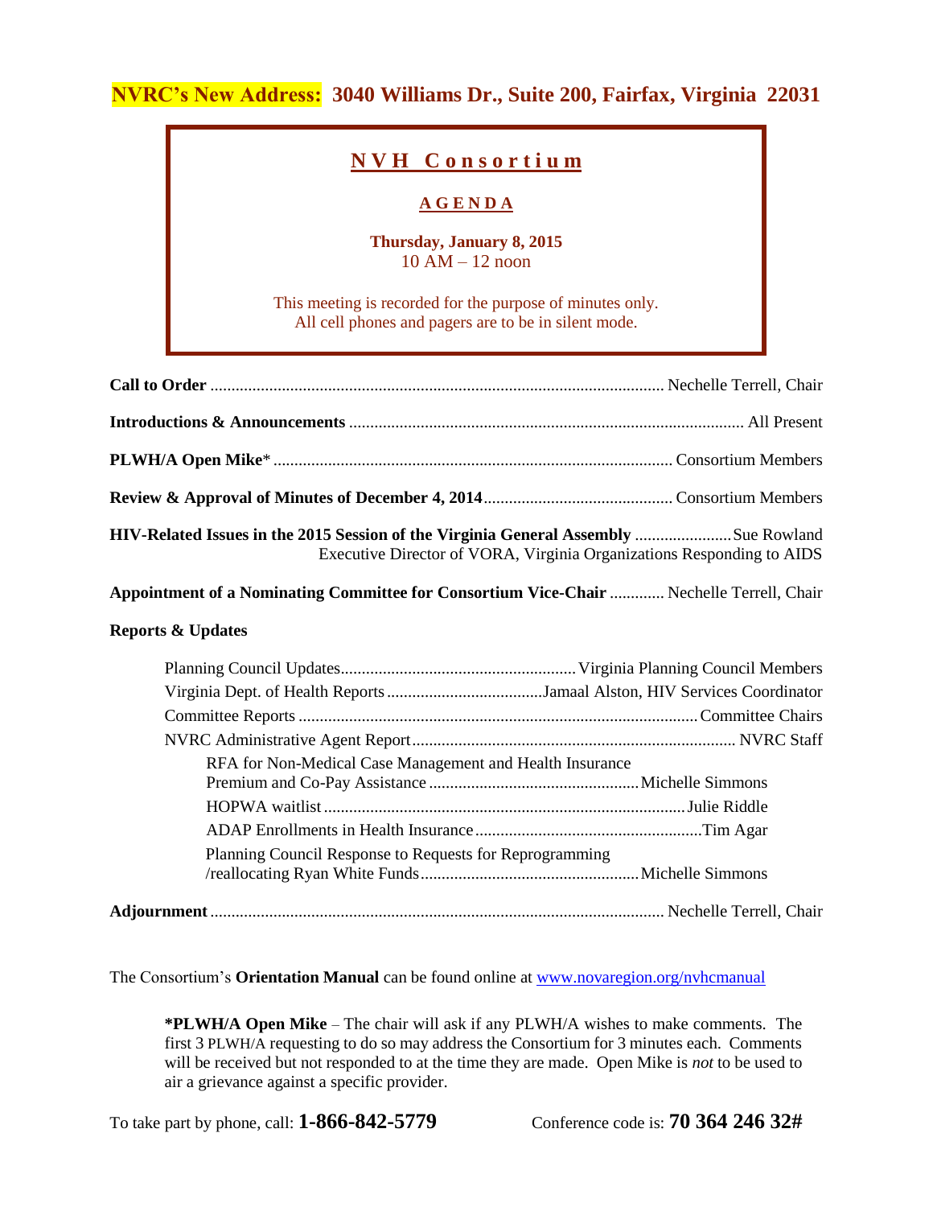**NVRC's New Address: 3040 Williams Dr., Suite 200, Fairfax, Virginia 22031**

# N V H C o n s o r t i u m

## A G E N D A

**Thursday, January 8, 2015**
10 AM – 12 noon

This meeting is recorded for the purpose of minutes only.
All cell phones and pagers are to be in silent mode.

**Call to Order** .......... Nechelle Terrell, Chair

**Introductions & Announcements** .......... All Present

**PLWH/A Open Mike*** .......... Consortium Members

**Review & Approval of Minutes of December 4, 2014** .......... Consortium Members

**HIV-Related Issues in the 2015 Session of the Virginia General Assembly** .......... Sue Rowland
Executive Director of VORA, Virginia Organizations Responding to AIDS

**Appointment of a Nominating Committee for Consortium Vice-Chair** .......... Nechelle Terrell, Chair

**Reports & Updates**

- Planning Council Updates .......... Virginia Planning Council Members
- Virginia Dept. of Health Reports .......... Jamaal Alston, HIV Services Coordinator
- Committee Reports .......... Committee Chairs
- NVRC Administrative Agent Report .......... NVRC Staff
  - RFA for Non-Medical Case Management and Health Insurance Premium and Co-Pay Assistance .......... Michelle Simmons
  - HOPWA waitlist .......... Julie Riddle
  - ADAP Enrollments in Health Insurance .......... Tim Agar
  - Planning Council Response to Requests for Reprogramming /reallocating Ryan White Funds .......... Michelle Simmons

**Adjournment** .......... Nechelle Terrell, Chair

The Consortium's **Orientation Manual** can be found online at www.novaregion.org/nvhcmanual

> ***PLWH/A Open Mike** – The chair will ask if any PLWH/A wishes to make comments. The first 3 PLWH/A requesting to do so may address the Consortium for 3 minutes each. Comments will be received but not responded to at the time they are made. Open Mike is *not* to be used to air a grievance against a specific provider.

To take part by phone, call: **1-866-842-5779** Conference code is: **70 364 246 32#**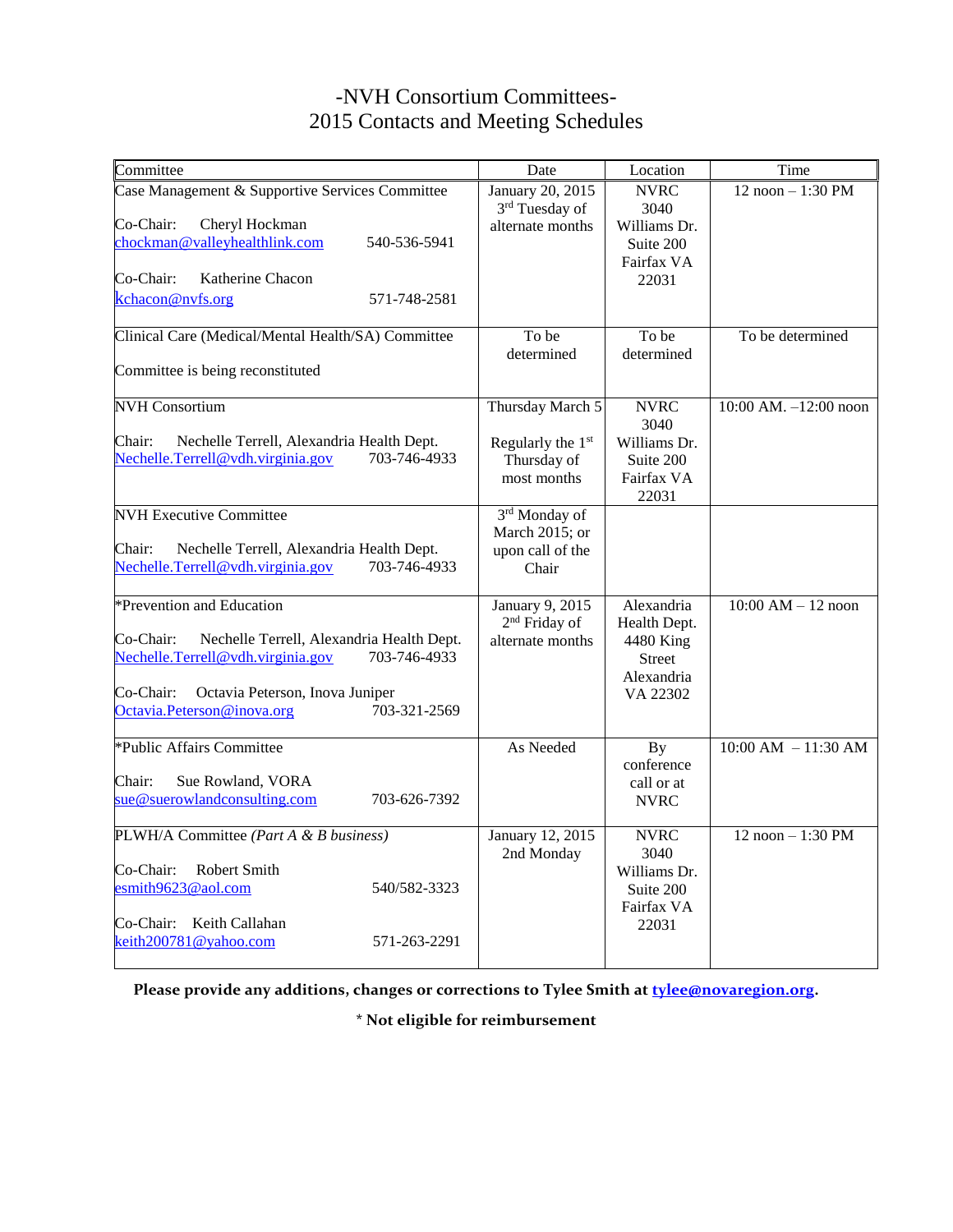# -NVH Consortium Committees-
# 2015 Contacts and Meeting Schedules

| Committee | Date | Location | Time |
|---|---|---|---|
| Case Management & Supportive Services Committee<br><br>Co-Chair: Cheryl Hockman<br>chockman@valleyhealthlink.com 540-536-5941<br><br>Co-Chair: Katherine Chacon<br>kchacon@nvfs.org 571-748-2581 | January 20, 2015<br>3rd Tuesday of alternate months | NVRC<br>3040 Williams Dr.<br>Suite 200<br>Fairfax VA 22031 | 12 noon – 1:30 PM |
| Clinical Care (Medical/Mental Health/SA) Committee<br><br>Committee is being reconstituted | To be determined | To be determined | To be determined |
| NVH Consortium<br><br>Chair: Nechelle Terrell, Alexandria Health Dept.<br>Nechelle.Terrell@vdh.virginia.gov 703-746-4933 | Thursday March 5<br><br>Regularly the 1st Thursday of most months | NVRC<br>3040 Williams Dr.<br>Suite 200<br>Fairfax VA 22031 | 10:00 AM. –12:00 noon |
| NVH Executive Committee<br><br>Chair: Nechelle Terrell, Alexandria Health Dept.<br>Nechelle.Terrell@vdh.virginia.gov 703-746-4933 | 3rd Monday of March 2015; or upon call of the Chair | | |
| *Prevention and Education<br><br>Co-Chair: Nechelle Terrell, Alexandria Health Dept.<br>Nechelle.Terrell@vdh.virginia.gov 703-746-4933<br><br>Co-Chair: Octavia Peterson, Inova Juniper<br>Octavia.Peterson@inova.org 703-321-2569 | January 9, 2015<br>2nd Friday of alternate months | Alexandria Health Dept.<br>4480 King Street<br>Alexandria VA 22302 | 10:00 AM – 12 noon |
| *Public Affairs Committee<br><br>Chair: Sue Rowland, VORA<br>sue@suerowlandconsulting.com 703-626-7392 | As Needed | By conference call or at NVRC | 10:00 AM – 11:30 AM |
| PLWH/A Committee *(Part A & B business)*<br><br>Co-Chair: Robert Smith<br>esmith9623@aol.com 540/582-3323<br><br>Co-Chair: Keith Callahan<br>keith200781@yahoo.com 571-263-2291 | January 12, 2015<br>2nd Monday | NVRC<br>3040 Williams Dr.<br>Suite 200<br>Fairfax VA 22031 | 12 noon – 1:30 PM |

**Please provide any additions, changes or corrections to Tylee Smith at tylee@novaregion.org.**

**\* Not eligible for reimbursement**